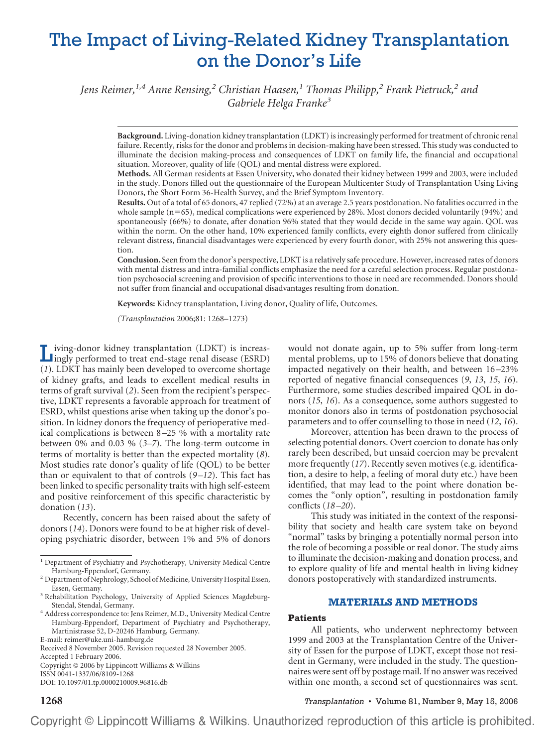# The Impact of Living-Related Kidney Transplantation on the Donor's Life

*Jens Reimer,[1,4] Anne Rensing,[2] Christian Haasen,[1] Thomas Philipp,[2] Frank Pietruck,[2] and Gabriele Helga Franke[3]*

**Background.** Living-donation kidney transplantation (LDKT) is increasingly performed for treatment of chronic renal failure. Recently, risks for the donor and problems in decision-making have been stressed. This study was conducted to illuminate the decision making-process and consequences of LDKT on family life, the financial and occupational situation. Moreover, quality of life (QOL) and mental distress were explored.

**Methods.** All German residents at Essen University, who donated their kidney between 1999 and 2003, were included in the study. Donors filled out the questionnaire of the European Multicenter Study of Transplantation Using Living Donors, the Short Form 36-Health Survey, and the Brief Symptom Inventory.

**Results.** Out of a total of 65 donors, 47 replied (72%) at an average 2.5 years postdonation. No fatalities occurred in the whole sample (n=65), medical complications were experienced by 28%. Most donors decided voluntarily (94%) and spontaneously (66%) to donate, after donation 96% stated that they would decide in the same way again. QOL was within the norm. On the other hand, 10% experienced family conflicts, every eighth donor suffered from clinically relevant distress, financial disadvantages were experienced by every fourth donor, with 25% not answering this question.

**Conclusion.** Seen from the donor's perspective, LDKT is a relatively safe procedure. However, increased rates of donors with mental distress and intra-familial conflicts emphasize the need for a careful selection process. Regular postdonation psychosocial screening and provision of specific interventions to those in need are recommended. Donors should not suffer from financial and occupational disadvantages resulting from donation.

**Keywords:** Kidney transplantation, Living donor, Quality of life, Outcomes.

*(Transplantation 2006;81: 1268–1273)*

Living-donor kidney transplantation (LDKT) is increasingly performed to treat end-stage renal disease (ESRD) (*1*). LDKT has mainly been developed to overcome shortage of kidney grafts, and leads to excellent medical results in terms of graft survival (*2*). Seen from the recipient's perspective, LDKT represents a favorable approach for treatment of ESRD, whilst questions arise when taking up the donor's position. In kidney donors the frequency of perioperative medical complications is between 8–25 % with a mortality rate between 0% and 0.03 % (*3–7*). The long-term outcome in terms of mortality is better than the expected mortality (*8*). Most studies rate donor's quality of life (QOL) to be better than or equivalent to that of controls (*9–12*). This fact has been linked to specific personality traits with high self-esteem and positive reinforcement of this specific characteristic by donation (*13*).

Recently, concern has been raised about the safety of donors (*14*). Donors were found to be at higher risk of developing psychiatric disorder, between 1% and 5% of donors would not donate again, up to 5% suffer from long-term mental problems, up to 15% of donors believe that donating impacted negatively on their health, and between 16–23% reported of negative financial consequences (*9*, *13*, *15*, *16*). Furthermore, some studies described impaired QOL in donors (*15*, *16*). As a consequence, some authors suggested to monitor donors also in terms of postdonation psychosocial parameters and to offer counselling to those in need (*12*, *16*).

Moreover, attention has been drawn to the process of selecting potential donors. Overt coercion to donate has only rarely been described, but unsaid coercion may be prevalent more frequently (*17*). Recently seven motives (e.g. identification, a desire to help, a feeling of moral duty etc.) have been identified, that may lead to the point where donation becomes the "only option", resulting in postdonation family conflicts (*18–20*).

This study was initiated in the context of the responsibility that society and health care system take on beyond "normal" tasks by bringing a potentially normal person into the role of becoming a possible or real donor. The study aims to illuminate the decision-making and donation process, and to explore quality of life and mental health in living kidney donors postoperatively with standardized instruments.

## MATERIALS AND METHODS

### Patients

All patients, who underwent nephrectomy between 1999 and 2003 at the Transplantation Centre of the University of Essen for the purpose of LDKT, except those not resident in Germany, were included in the study. The questionnaires were sent off by postage mail. If no answer was received within one month, a second set of questionnaires was sent.

---

[1] Department of Psychiatry and Psychotherapy, University Medical Centre Hamburg-Eppendorf, Germany.

[2] Department of Nephrology, School of Medicine, University Hospital Essen, Essen, Germany.

[3] Rehabilitation Psychology, University of Applied Sciences Magdeburg-Stendal, Stendal, Germany.

[4] Address correspondence to: Jens Reimer, M.D., University Medical Centre Hamburg-Eppendorf, Department of Psychiatry and Psychotherapy, Martinistrasse 52, D-20246 Hamburg, Germany.

E-mail: reimer@uke.uni-hamburg.de

Received 8 November 2005. Revision requested 28 November 2005.

Accepted 1 February 2006.

Copyright © 2006 by Lippincott Williams & Wilkins

ISSN 0041-1337/06/8109-1268

DOI: 10.1097/01.tp.0000210009.96816.db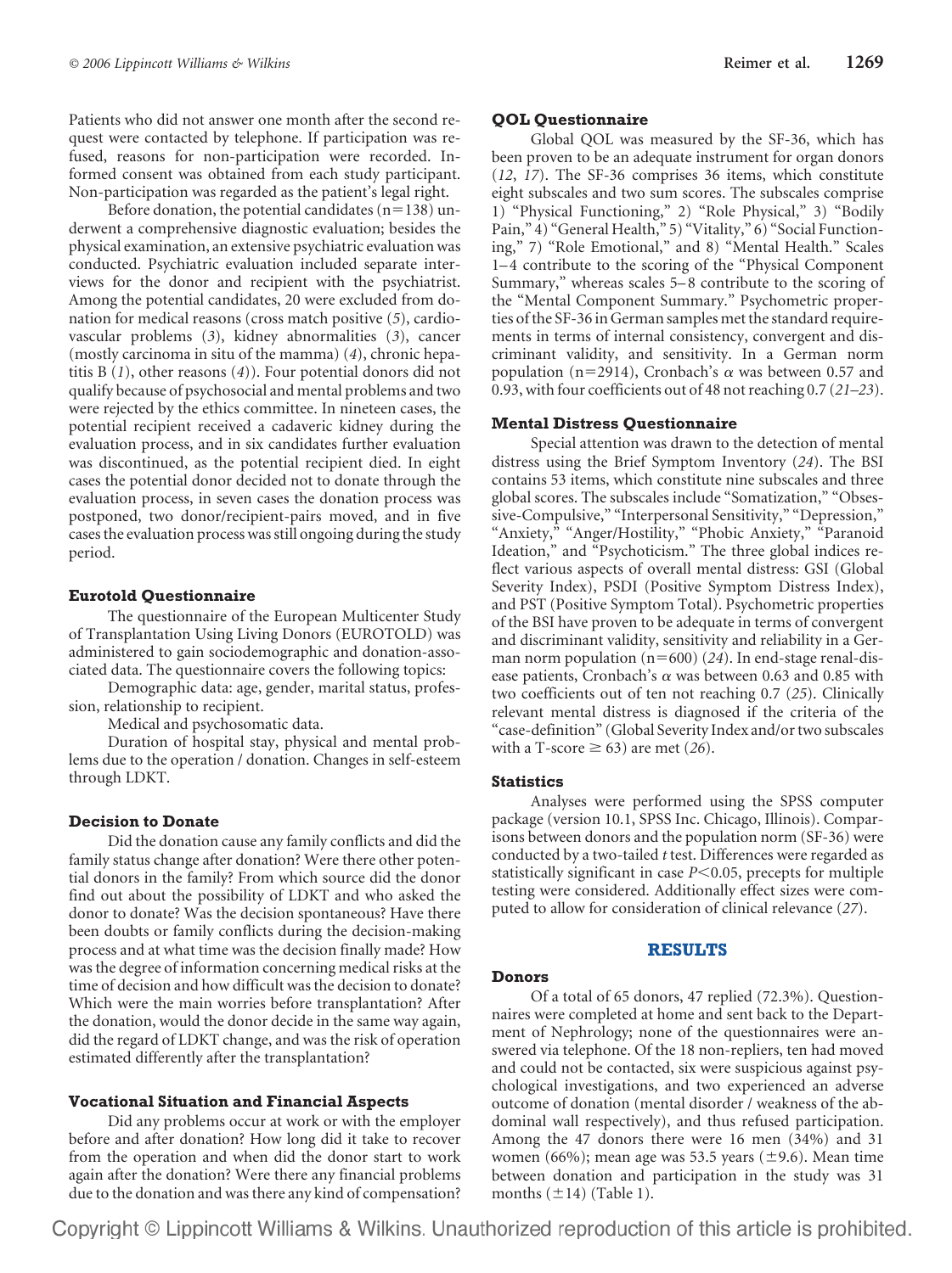Patients who did not answer one month after the second request were contacted by telephone. If participation was refused, reasons for non-participation were recorded. Informed consent was obtained from each study participant. Non-participation was regarded as the patient's legal right.

Before donation, the potential candidates (n=138) underwent a comprehensive diagnostic evaluation; besides the physical examination, an extensive psychiatric evaluation was conducted. Psychiatric evaluation included separate interviews for the donor and recipient with the psychiatrist. Among the potential candidates, 20 were excluded from donation for medical reasons (cross match positive (*5*), cardiovascular problems (*3*), kidney abnormalities (*3*), cancer (mostly carcinoma in situ of the mamma) (*4*), chronic hepatitis B (*1*), other reasons (*4*)). Four potential donors did not qualify because of psychosocial and mental problems and two were rejected by the ethics committee. In nineteen cases, the potential recipient received a cadaveric kidney during the evaluation process, and in six candidates further evaluation was discontinued, as the potential recipient died. In eight cases the potential donor decided not to donate through the evaluation process, in seven cases the donation process was postponed, two donor/recipient-pairs moved, and in five cases the evaluation process was still ongoing during the study period.

### Eurotold Questionnaire

The questionnaire of the European Multicenter Study of Transplantation Using Living Donors (EUROTOLD) was administered to gain sociodemographic and donation-associated data. The questionnaire covers the following topics:

Demographic data: age, gender, marital status, profession, relationship to recipient.

Medical and psychosomatic data.

Duration of hospital stay, physical and mental problems due to the operation / donation. Changes in self-esteem through LDKT.

### Decision to Donate

Did the donation cause any family conflicts and did the family status change after donation? Were there other potential donors in the family? From which source did the donor find out about the possibility of LDKT and who asked the donor to donate? Was the decision spontaneous? Have there been doubts or family conflicts during the decision-making process and at what time was the decision finally made? How was the degree of information concerning medical risks at the time of decision and how difficult was the decision to donate? Which were the main worries before transplantation? After the donation, would the donor decide in the same way again, did the regard of LDKT change, and was the risk of operation estimated differently after the transplantation?

### Vocational Situation and Financial Aspects

Did any problems occur at work or with the employer before and after donation? How long did it take to recover from the operation and when did the donor start to work again after the donation? Were there any financial problems due to the donation and was there any kind of compensation?

### QOL Questionnaire

Global QOL was measured by the SF-36, which has been proven to be an adequate instrument for organ donors (*12*, *17*). The SF-36 comprises 36 items, which constitute eight subscales and two sum scores. The subscales comprise 1) "Physical Functioning," 2) "Role Physical," 3) "Bodily Pain," 4) "General Health," 5) "Vitality," 6) "Social Functioning," 7) "Role Emotional," and 8) "Mental Health." Scales 1–4 contribute to the scoring of the "Physical Component Summary," whereas scales 5–8 contribute to the scoring of the "Mental Component Summary." Psychometric properties of the SF-36 in German samples met the standard requirements in terms of internal consistency, convergent and discriminant validity, and sensitivity. In a German norm population (n=2914), Cronbach's $\alpha$ was between 0.57 and 0.93, with four coefficients out of 48 not reaching 0.7 (*21–23*).

### Mental Distress Questionnaire

Special attention was drawn to the detection of mental distress using the Brief Symptom Inventory (*24*). The BSI contains 53 items, which constitute nine subscales and three global scores. The subscales include "Somatization," "Obsessive-Compulsive," "Interpersonal Sensitivity," "Depression," "Anxiety," "Anger/Hostility," "Phobic Anxiety," "Paranoid Ideation," and "Psychoticism." The three global indices reflect various aspects of overall mental distress: GSI (Global Severity Index), PSDI (Positive Symptom Distress Index), and PST (Positive Symptom Total). Psychometric properties of the BSI have proven to be adequate in terms of convergent and discriminant validity, sensitivity and reliability in a German norm population (n=600) (*24*). In end-stage renal-disease patients, Cronbach's $\alpha$ was between 0.63 and 0.85 with two coefficients out of ten not reaching 0.7 (*25*). Clinically relevant mental distress is diagnosed if the criteria of the "case-definition" (Global Severity Index and/or two subscales with a T-score $\geq$ 63) are met (*26*).

### Statistics

Analyses were performed using the SPSS computer package (version 10.1, SPSS Inc. Chicago, Illinois). Comparisons between donors and the population norm (SF-36) were conducted by a two-tailed *t* test. Differences were regarded as statistically significant in case $P<0.05$, precepts for multiple testing were considered. Additionally effect sizes were computed to allow for consideration of clinical relevance (*27*).

## RESULTS

### Donors

Of a total of 65 donors, 47 replied (72.3%). Questionnaires were completed at home and sent back to the Department of Nephrology; none of the questionnaires were answered via telephone. Of the 18 non-repliers, ten had moved and could not be contacted, six were suspicious against psychological investigations, and two experienced an adverse outcome of donation (mental disorder / weakness of the abdominal wall respectively), and thus refused participation. Among the 47 donors there were 16 men (34%) and 31 women (66%); mean age was 53.5 years ($\pm$9.6). Mean time between donation and participation in the study was 31 months ($\pm$14) (Table 1).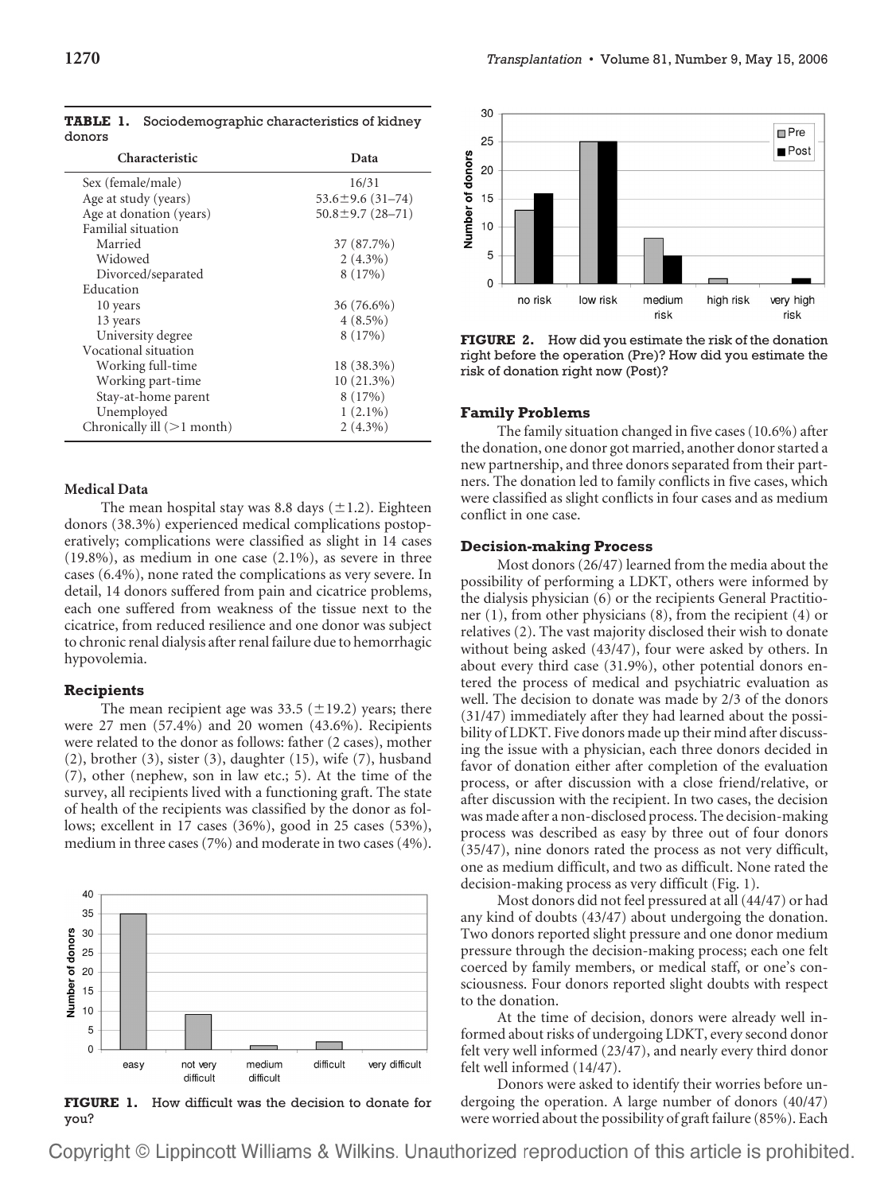**TABLE 1.** Sociodemographic characteristics of kidney donors

| Characteristic | Data |
|---|---|
| Sex (female/male) | 16/31 |
| Age at study (years) | 53.6±9.6 (31–74) |
| Age at donation (years) | 50.8±9.7 (28–71) |
| Familial situation | |
| Married | 37 (87.7%) |
| Widowed | 2 (4.3%) |
| Divorced/separated | 8 (17%) |
| Education | |
| 10 years | 36 (76.6%) |
| 13 years | 4 (8.5%) |
| University degree | 8 (17%) |
| Vocational situation | |
| Working full-time | 18 (38.3%) |
| Working part-time | 10 (21.3%) |
| Stay-at-home parent | 8 (17%) |
| Unemployed | 1 (2.1%) |
| Chronically ill (>1 month) | 2 (4.3%) |

### Medical Data

The mean hospital stay was 8.8 days (±1.2). Eighteen donors (38.3%) experienced medical complications postoperatively; complications were classified as slight in 14 cases (19.8%), as medium in one case (2.1%), as severe in three cases (6.4%), none rated the complications as very severe. In detail, 14 donors suffered from pain and cicatrice problems, each one suffered from weakness of the tissue next to the cicatrice, from reduced resilience and one donor was subject to chronic renal dialysis after renal failure due to hemorrhagic hypovolemia.

### Recipients

The mean recipient age was 33.5 (±19.2) years; there were 27 men (57.4%) and 20 women (43.6%). Recipients were related to the donor as follows: father (2 cases), mother (2), brother (3), sister (3), daughter (15), wife (7), husband (7), other (nephew, son in law etc.; 5). At the time of the survey, all recipients lived with a functioning graft. The state of health of the recipients was classified by the donor as follows; excellent in 17 cases (36%), good in 25 cases (53%), medium in three cases (7%) and moderate in two cases (4%).

**FIGURE 1.** How difficult was the decision to donate for you?

**FIGURE 2.** How did you estimate the risk of the donation right before the operation (Pre)? How did you estimate the risk of donation right now (Post)?

### Family Problems

The family situation changed in five cases (10.6%) after the donation, one donor got married, another donor started a new partnership, and three donors separated from their partners. The donation led to family conflicts in five cases, which were classified as slight conflicts in four cases and as medium conflict in one case.

### Decision-making Process

Most donors (26/47) learned from the media about the possibility of performing a LDKT, others were informed by the dialysis physician (6) or the recipients General Practitioner (1), from other physicians (8), from the recipient (4) or relatives (2). The vast majority disclosed their wish to donate without being asked (43/47), four were asked by others. In about every third case (31.9%), other potential donors entered the process of medical and psychiatric evaluation as well. The decision to donate was made by 2/3 of the donors (31/47) immediately after they had learned about the possibility of LDKT. Five donors made up their mind after discussing the issue with a physician, each three donors decided in favor of donation either after completion of the evaluation process, or after discussion with a close friend/relative, or after discussion with the recipient. In two cases, the decision was made after a non-disclosed process. The decision-making process was described as easy by three out of four donors (35/47), nine donors rated the process as not very difficult, one as medium difficult, and two as difficult. None rated the decision-making process as very difficult (Fig. 1).

Most donors did not feel pressured at all (44/47) or had any kind of doubts (43/47) about undergoing the donation. Two donors reported slight pressure and one donor medium pressure through the decision-making process; each one felt coerced by family members, or medical staff, or one's consciousness. Four donors reported slight doubts with respect to the donation.

At the time of decision, donors were already well informed about risks of undergoing LDKT, every second donor felt very well informed (23/47), and nearly every third donor felt well informed (14/47).

Donors were asked to identify their worries before undergoing the operation. A large number of donors (40/47) were worried about the possibility of graft failure (85%). Each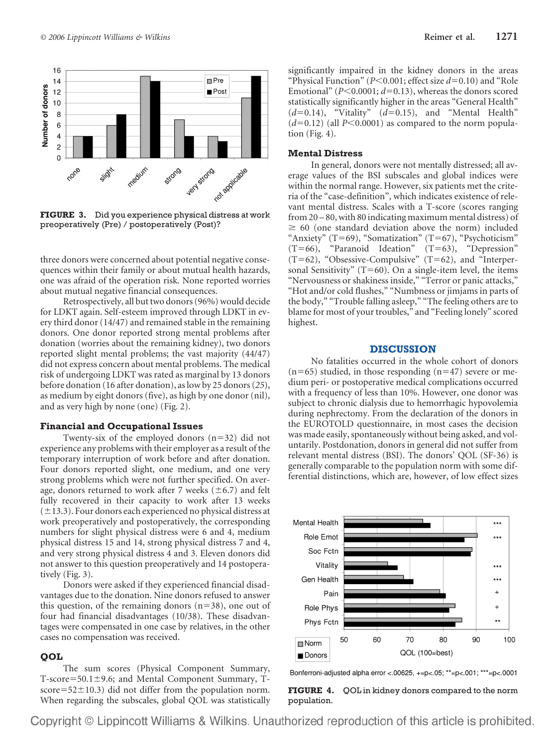FIGURE 3. Did you experience physical distress at work preoperatively (Pre) / postoperatively (Post)?

three donors were concerned about potential negative consequences within their family or about mutual health hazards, one was afraid of the operation risk. None reported worries about mutual negative financial consequences.

Retrospectively, all but two donors (96%) would decide for LDKT again. Self-esteem improved through LDKT in every third donor (14/47) and remained stable in the remaining donors. One donor reported strong mental problems after donation (worries about the remaining kidney), two donors reported slight mental problems; the vast majority (44/47) did not express concern about mental problems. The medical risk of undergoing LDKT was rated as marginal by 13 donors before donation (16 after donation), as low by 25 donors (*25*), as medium by eight donors (five), as high by one donor (nil), and as very high by none (one) (Fig. 2).

### Financial and Occupational Issues

Twenty-six of the employed donors (n=32) did not experience any problems with their employer as a result of the temporary interruption of work before and after donation. Four donors reported slight, one medium, and one very strong problems which were not further specified. On average, donors returned to work after 7 weeks (±6.7) and felt fully recovered in their capacity to work after 13 weeks (±13.3). Four donors each experienced no physical distress at work preoperatively and postoperatively, the corresponding numbers for slight physical distress were 6 and 4, medium physical distress 15 and 14, strong physical distress 7 and 4, and very strong physical distress 4 and 3. Eleven donors did not answer to this question preoperatively and 14 postoperatively (Fig. 3).

Donors were asked if they experienced financial disadvantages due to the donation. Nine donors refused to answer this question, of the remaining donors (n=38), one out of four had financial disadvantages (10/38). These disadvantages were compensated in one case by relatives, in the other cases no compensation was received.

### QOL

The sum scores (Physical Component Summary, T-score=50.1±9.6; and Mental Component Summary, T-score=52±10.3) did not differ from the population norm. When regarding the subscales, global QOL was statistically significantly impaired in the kidney donors in the areas "Physical Function" ($P<0.001$; effect size $d=0.10$) and "Role Emotional" ($P<0.0001$; $d=0.13$), whereas the donors scored statistically significantly higher in the areas "General Health" ($d=0.14$), "Vitality" ($d=0.15$), and "Mental Health" ($d=0.12$) (all $P<0.0001$) as compared to the norm population (Fig. 4).

### Mental Distress

In general, donors were not mentally distressed; all average values of the BSI subscales and global indices were within the normal range. However, six patients met the criteria of the "case-definition", which indicates existence of relevant mental distress. Scales with a T-score (scores ranging from 20 – 80, with 80 indicating maximum mental distress) of ≥ 60 (one standard deviation above the norm) included "Anxiety" (T=69), "Somatization" (T=67), "Psychoticism" (T=66), "Paranoid Ideation" (T=63), "Depression" (T=62), "Obsessive-Compulsive" (T=62), and "Interpersonal Sensitivity" (T=60). On a single-item level, the items "Nervousness or shakiness inside," "Terror or panic attacks," "Hot and/or cold flushes," "Numbness or jimjams in parts of the body," "Trouble falling asleep," "The feeling others are to blame for most of your troubles," and "Feeling lonely" scored highest.

## DISCUSSION

No fatalities occurred in the whole cohort of donors (n=65) studied, in those responding (n=47) severe or medium peri- or postoperative medical complications occurred with a frequency of less than 10%. However, one donor was subject to chronic dialysis due to hemorrhagic hypovolemia during nephrectomy. From the declaration of the donors in the EUROTOLD questionnaire, in most cases the decision was made easily, spontaneously without being asked, and voluntarily. Postdonation, donors in general did not suffer from relevant mental distress (BSI). The donors' QOL (SF-36) is generally comparable to the population norm with some differential distinctions, which are, however, of low effect sizes

Bonferroni-adjusted alpha error <.00625, +=p<.05; **=p<.001; ***=p<.0001

FIGURE 4. QOL in kidney donors compared to the norm population.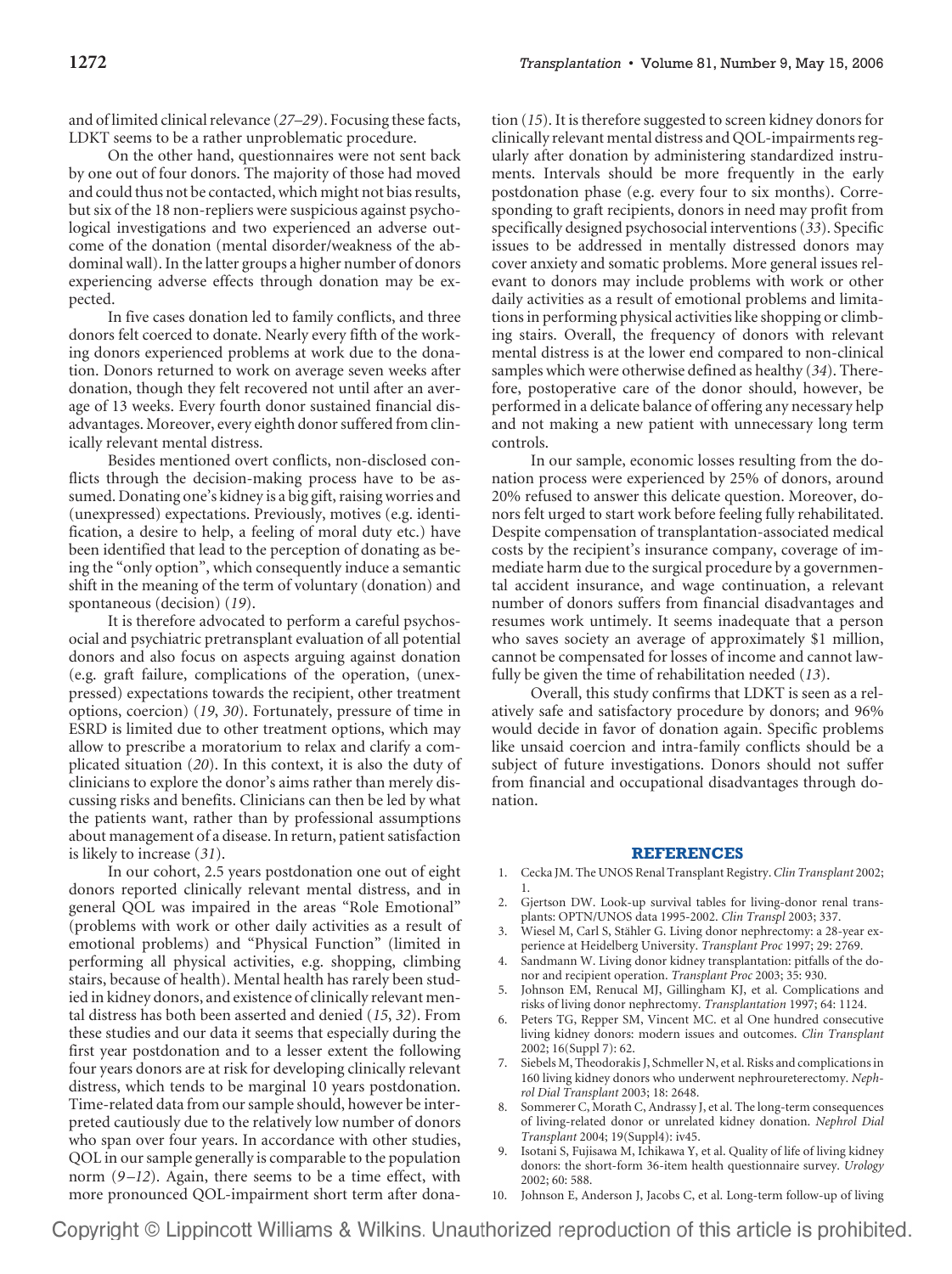and of limited clinical relevance (*27–29*). Focusing these facts, LDKT seems to be a rather unproblematic procedure.

On the other hand, questionnaires were not sent back by one out of four donors. The majority of those had moved and could thus not be contacted, which might not bias results, but six of the 18 non-repliers were suspicious against psychological investigations and two experienced an adverse outcome of the donation (mental disorder/weakness of the abdominal wall). In the latter groups a higher number of donors experiencing adverse effects through donation may be expected.

In five cases donation led to family conflicts, and three donors felt coerced to donate. Nearly every fifth of the working donors experienced problems at work due to the donation. Donors returned to work on average seven weeks after donation, though they felt recovered not until after an average of 13 weeks. Every fourth donor sustained financial disadvantages. Moreover, every eighth donor suffered from clinically relevant mental distress.

Besides mentioned overt conflicts, non-disclosed conflicts through the decision-making process have to be assumed. Donating one's kidney is a big gift, raising worries and (unexpressed) expectations. Previously, motives (e.g. identification, a desire to help, a feeling of moral duty etc.) have been identified that lead to the perception of donating as being the "only option", which consequently induce a semantic shift in the meaning of the term of voluntary (donation) and spontaneous (decision) (*19*).

It is therefore advocated to perform a careful psychosocial and psychiatric pretransplant evaluation of all potential donors and also focus on aspects arguing against donation (e.g. graft failure, complications of the operation, (unexpressed) expectations towards the recipient, other treatment options, coercion) (*19*, *30*). Fortunately, pressure of time in ESRD is limited due to other treatment options, which may allow to prescribe a moratorium to relax and clarify a complicated situation (*20*). In this context, it is also the duty of clinicians to explore the donor's aims rather than merely discussing risks and benefits. Clinicians can then be led by what the patients want, rather than by professional assumptions about management of a disease. In return, patient satisfaction is likely to increase (*31*).

In our cohort, 2.5 years postdonation one out of eight donors reported clinically relevant mental distress, and in general QOL was impaired in the areas "Role Emotional" (problems with work or other daily activities as a result of emotional problems) and "Physical Function" (limited in performing all physical activities, e.g. shopping, climbing stairs, because of health). Mental health has rarely been studied in kidney donors, and existence of clinically relevant mental distress has both been asserted and denied (*15*, *32*). From these studies and our data it seems that especially during the first year postdonation and to a lesser extent the following four years donors are at risk for developing clinically relevant distress, which tends to be marginal 10 years postdonation. Time-related data from our sample should, however be interpreted cautiously due to the relatively low number of donors who span over four years. In accordance with other studies, QOL in our sample generally is comparable to the population norm (*9–12*). Again, there seems to be a time effect, with more pronounced QOL-impairment short term after donation (*15*). It is therefore suggested to screen kidney donors for clinically relevant mental distress and QOL-impairments regularly after donation by administering standardized instruments. Intervals should be more frequently in the early postdonation phase (e.g. every four to six months). Corresponding to graft recipients, donors in need may profit from specifically designed psychosocial interventions (*33*). Specific issues to be addressed in mentally distressed donors may cover anxiety and somatic problems. More general issues relevant to donors may include problems with work or other daily activities as a result of emotional problems and limitations in performing physical activities like shopping or climbing stairs. Overall, the frequency of donors with relevant mental distress is at the lower end compared to non-clinical samples which were otherwise defined as healthy (*34*). Therefore, postoperative care of the donor should, however, be performed in a delicate balance of offering any necessary help and not making a new patient with unnecessary long term controls.

In our sample, economic losses resulting from the donation process were experienced by 25% of donors, around 20% refused to answer this delicate question. Moreover, donors felt urged to start work before feeling fully rehabilitated. Despite compensation of transplantation-associated medical costs by the recipient's insurance company, coverage of immediate harm due to the surgical procedure by a governmental accident insurance, and wage continuation, a relevant number of donors suffers from financial disadvantages and resumes work untimely. It seems inadequate that a person who saves society an average of approximately $1 million, cannot be compensated for losses of income and cannot lawfully be given the time of rehabilitation needed (*13*).

Overall, this study confirms that LDKT is seen as a relatively safe and satisfactory procedure by donors; and 96% would decide in favor of donation again. Specific problems like unsaid coercion and intra-family conflicts should be a subject of future investigations. Donors should not suffer from financial and occupational disadvantages through donation.

## REFERENCES

1. Cecka JM. The UNOS Renal Transplant Registry. *Clin Transplant* 2002; 1.
2. Gjertson DW. Look-up survival tables for living-donor renal transplants: OPTN/UNOS data 1995-2002. *Clin Transpl* 2003; 337.
3. Wiesel M, Carl S, Stähler G. Living donor nephrectomy: a 28-year experience at Heidelberg University. *Transplant Proc* 1997; 29: 2769.
4. Sandmann W. Living donor kidney transplantation: pitfalls of the donor and recipient operation. *Transplant Proc* 2003; 35: 930.
5. Johnson EM, Renucal MJ, Gillingham KJ, et al. Complications and risks of living donor nephrectomy. *Transplantation* 1997; 64: 1124.
6. Peters TG, Repper SM, Vincent MC. et al One hundred consecutive living kidney donors: modern issues and outcomes. *Clin Transplant* 2002; 16(Suppl 7): 62.
7. Siebels M, Theodorakis J, Schmeller N, et al. Risks and complications in 160 living kidney donors who underwent nephroureterectomy. *Nephrol Dial Transplant* 2003; 18: 2648.
8. Sommerer C, Morath C, Andrassy J, et al. The long-term consequences of living-related donor or unrelated kidney donation. *Nephrol Dial Transplant* 2004; 19(Suppl4): iv45.
9. Isotani S, Fujisawa M, Ichikawa Y, et al. Quality of life of living kidney donors: the short-form 36-item health questionnaire survey. *Urology* 2002; 60: 588.
10. Johnson E, Anderson J, Jacobs C, et al. Long-term follow-up of living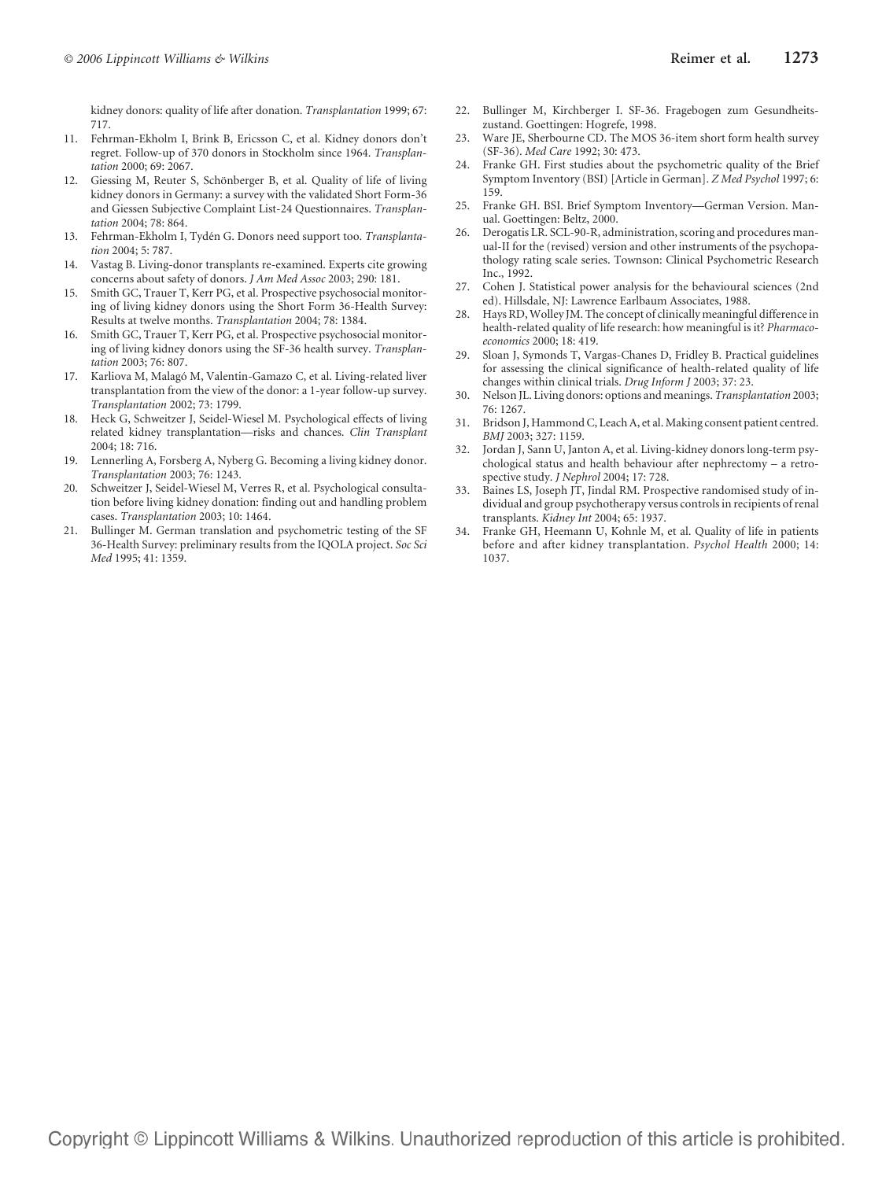kidney donors: quality of life after donation. *Transplantation* 1999; 67: 717.

11. Fehrman-Ekholm I, Brink B, Ericsson C, et al. Kidney donors don't regret. Follow-up of 370 donors in Stockholm since 1964. *Transplantation* 2000; 69: 2067.
12. Giessing M, Reuter S, Schönberger B, et al. Quality of life of living kidney donors in Germany: a survey with the validated Short Form-36 and Giessen Subjective Complaint List-24 Questionnaires. *Transplantation* 2004; 78: 864.
13. Fehrman-Ekholm I, Tydén G. Donors need support too. *Transplantation* 2004; 5: 787.
14. Vastag B. Living-donor transplants re-examined. Experts cite growing concerns about safety of donors. *J Am Med Assoc* 2003; 290: 181.
15. Smith GC, Trauer T, Kerr PG, et al. Prospective psychosocial monitoring of living kidney donors using the Short Form 36-Health Survey: Results at twelve months. *Transplantation* 2004; 78: 1384.
16. Smith GC, Trauer T, Kerr PG, et al. Prospective psychosocial monitoring of living kidney donors using the SF-36 health survey. *Transplantation* 2003; 76: 807.
17. Karliova M, Malagó M, Valentin-Gamazo C, et al. Living-related liver transplantation from the view of the donor: a 1-year follow-up survey. *Transplantation* 2002; 73: 1799.
18. Heck G, Schweitzer J, Seidel-Wiesel M. Psychological effects of living related kidney transplantation—risks and chances. *Clin Transplant* 2004; 18: 716.
19. Lennerling A, Forsberg A, Nyberg G. Becoming a living kidney donor. *Transplantation* 2003; 76: 1243.
20. Schweitzer J, Seidel-Wiesel M, Verres R, et al. Psychological consultation before living kidney donation: finding out and handling problem cases. *Transplantation* 2003; 10: 1464.
21. Bullinger M. German translation and psychometric testing of the SF 36-Health Survey: preliminary results from the IQOLA project. *Soc Sci Med* 1995; 41: 1359.
22. Bullinger M, Kirchberger I. SF-36. Fragebogen zum Gesundheitszustand. Goettingen: Hogrefe, 1998.
23. Ware JE, Sherbourne CD. The MOS 36-item short form health survey (SF-36). *Med Care* 1992; 30: 473.
24. Franke GH. First studies about the psychometric quality of the Brief Symptom Inventory (BSI) [Article in German]. *Z Med Psychol* 1997; 6: 159.
25. Franke GH. BSI. Brief Symptom Inventory—German Version. Manual. Goettingen: Beltz, 2000.
26. Derogatis LR. SCL-90-R, administration, scoring and procedures manual-II for the (revised) version and other instruments of the psychopathology rating scale series. Townson: Clinical Psychometric Research Inc., 1992.
27. Cohen J. Statistical power analysis for the behavioural sciences (2nd ed). Hillsdale, NJ: Lawrence Earlbaum Associates, 1988.
28. Hays RD, Wolley JM. The concept of clinically meaningful difference in health-related quality of life research: how meaningful is it? *Pharmacoeconomics* 2000; 18: 419.
29. Sloan J, Symonds T, Vargas-Chanes D, Fridley B. Practical guidelines for assessing the clinical significance of health-related quality of life changes within clinical trials. *Drug Inform J* 2003; 37: 23.
30. Nelson JL. Living donors: options and meanings. *Transplantation* 2003; 76: 1267.
31. Bridson J, Hammond C, Leach A, et al. Making consent patient centred. *BMJ* 2003; 327: 1159.
32. Jordan J, Sann U, Janton A, et al. Living-kidney donors long-term psychological status and health behaviour after nephrectomy – a retrospective study. *J Nephrol* 2004; 17: 728.
33. Baines LS, Joseph JT, Jindal RM. Prospective randomised study of individual and group psychotherapy versus controls in recipients of renal transplants. *Kidney Int* 2004; 65: 1937.
34. Franke GH, Heemann U, Kohnle M, et al. Quality of life in patients before and after kidney transplantation. *Psychol Health* 2000; 14: 1037.